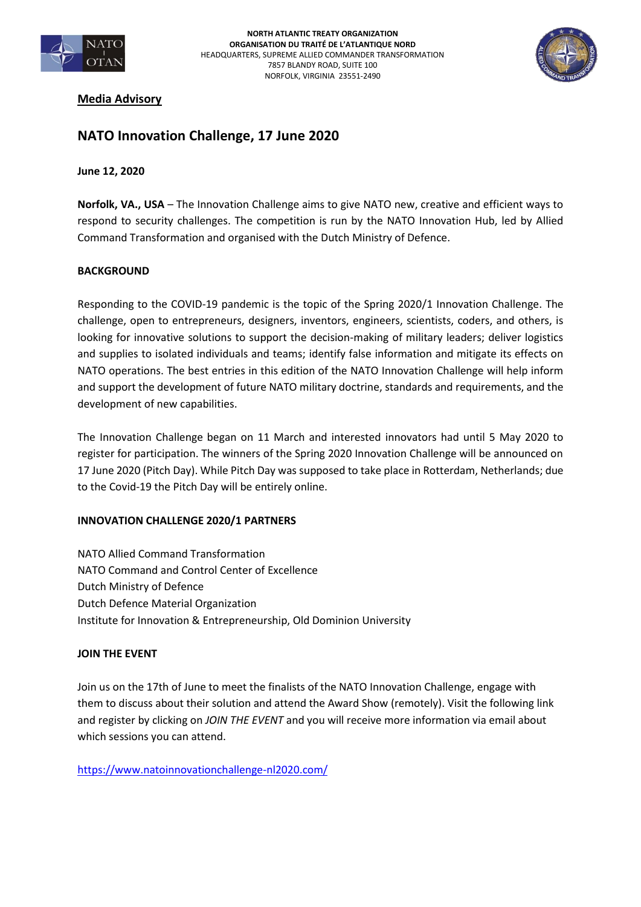**NORTH ATLANTIC TREATY ORGANIZATION**
**ORGANISATION DU TRAITÉ DE L'ATLANTIQUE NORD**
HEADQUARTERS, SUPREME ALLIED COMMANDER TRANSFORMATION
7857 BLANDY ROAD, SUITE 100
NORFOLK, VIRGINIA 23551-2490

**Media Advisory**

# NATO Innovation Challenge, 17 June 2020

**June 12, 2020**

**Norfolk, VA., USA** – The Innovation Challenge aims to give NATO new, creative and efficient ways to respond to security challenges. The competition is run by the NATO Innovation Hub, led by Allied Command Transformation and organised with the Dutch Ministry of Defence.

## BACKGROUND

Responding to the COVID-19 pandemic is the topic of the Spring 2020/1 Innovation Challenge. The challenge, open to entrepreneurs, designers, inventors, engineers, scientists, coders, and others, is looking for innovative solutions to support the decision-making of military leaders; deliver logistics and supplies to isolated individuals and teams; identify false information and mitigate its effects on NATO operations. The best entries in this edition of the NATO Innovation Challenge will help inform and support the development of future NATO military doctrine, standards and requirements, and the development of new capabilities.

The Innovation Challenge began on 11 March and interested innovators had until 5 May 2020 to register for participation. The winners of the Spring 2020 Innovation Challenge will be announced on 17 June 2020 (Pitch Day). While Pitch Day was supposed to take place in Rotterdam, Netherlands; due to the Covid-19 the Pitch Day will be entirely online.

## INNOVATION CHALLENGE 2020/1 PARTNERS

NATO Allied Command Transformation
NATO Command and Control Center of Excellence
Dutch Ministry of Defence
Dutch Defence Material Organization
Institute for Innovation & Entrepreneurship, Old Dominion University

## JOIN THE EVENT

Join us on the 17th of June to meet the finalists of the NATO Innovation Challenge, engage with them to discuss about their solution and attend the Award Show (remotely). Visit the following link and register by clicking on *JOIN THE EVENT* and you will receive more information via email about which sessions you can attend.

https://www.natoinnovationchallenge-nl2020.com/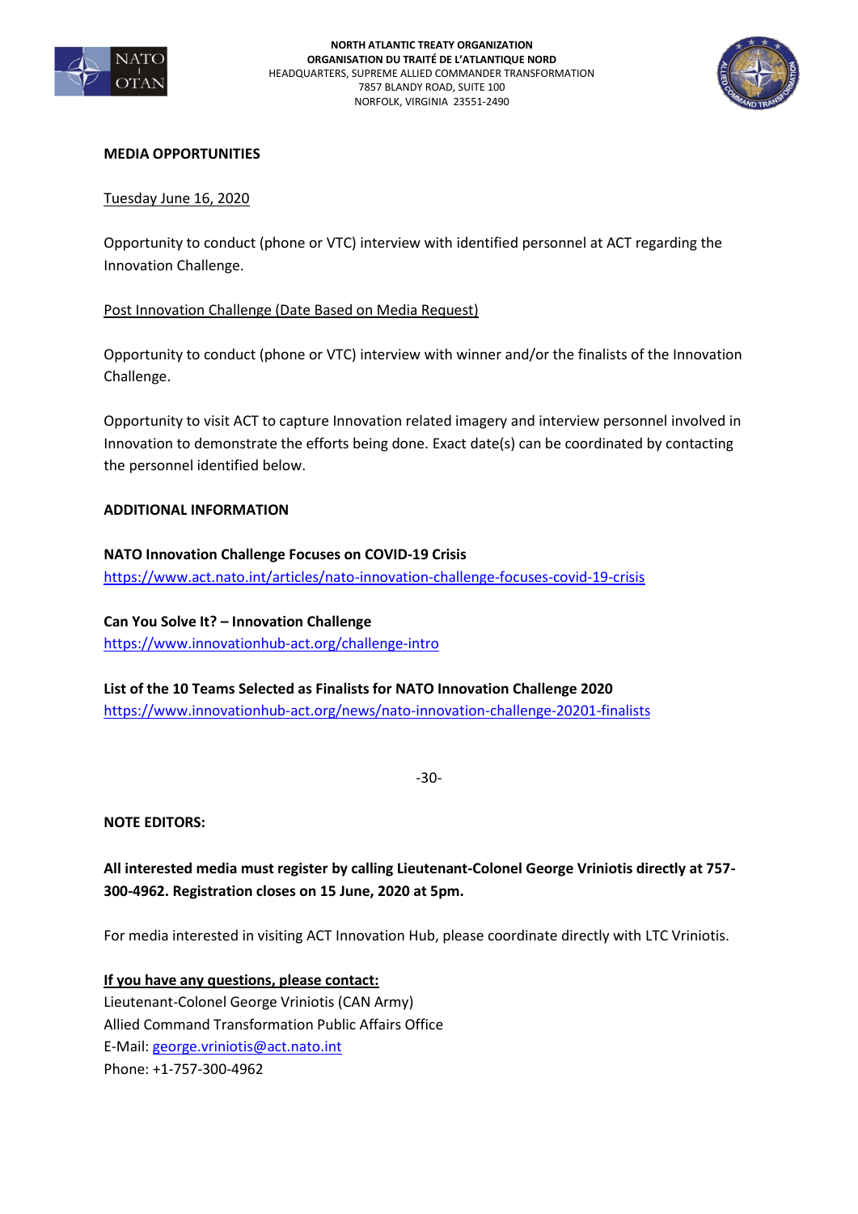NORTH ATLANTIC TREATY ORGANIZATION
ORGANISATION DU TRAITÉ DE L'ATLANTIQUE NORD
HEADQUARTERS, SUPREME ALLIED COMMANDER TRANSFORMATION
7857 BLANDY ROAD, SUITE 100
NORFOLK, VIRGINIA 23551-2490

**MEDIA OPPORTUNITIES**

Tuesday June 16, 2020

Opportunity to conduct (phone or VTC) interview with identified personnel at ACT regarding the Innovation Challenge.

Post Innovation Challenge (Date Based on Media Request)

Opportunity to conduct (phone or VTC) interview with winner and/or the finalists of the Innovation Challenge.

Opportunity to visit ACT to capture Innovation related imagery and interview personnel involved in Innovation to demonstrate the efforts being done. Exact date(s) can be coordinated by contacting the personnel identified below.

**ADDITIONAL INFORMATION**

**NATO Innovation Challenge Focuses on COVID-19 Crisis**
https://www.act.nato.int/articles/nato-innovation-challenge-focuses-covid-19-crisis

**Can You Solve It? – Innovation Challenge**
https://www.innovationhub-act.org/challenge-intro

**List of the 10 Teams Selected as Finalists for NATO Innovation Challenge 2020**
https://www.innovationhub-act.org/news/nato-innovation-challenge-20201-finalists

-30-

**NOTE EDITORS:**

**All interested media must register by calling Lieutenant-Colonel George Vriniotis directly at 757-300-4962. Registration closes on 15 June, 2020 at 5pm.**

For media interested in visiting ACT Innovation Hub, please coordinate directly with LTC Vriniotis.

**If you have any questions, please contact:**
Lieutenant-Colonel George Vriniotis (CAN Army)
Allied Command Transformation Public Affairs Office
E-Mail: george.vriniotis@act.nato.int
Phone: +1-757-300-4962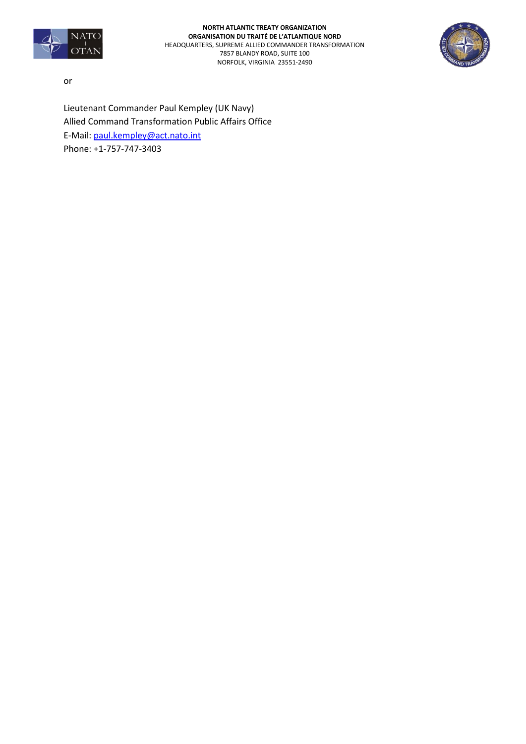or

Lieutenant Commander Paul Kempley (UK Navy)
Allied Command Transformation Public Affairs Office
E-Mail: paul.kempley@act.nato.int
Phone: +1-757-747-3403